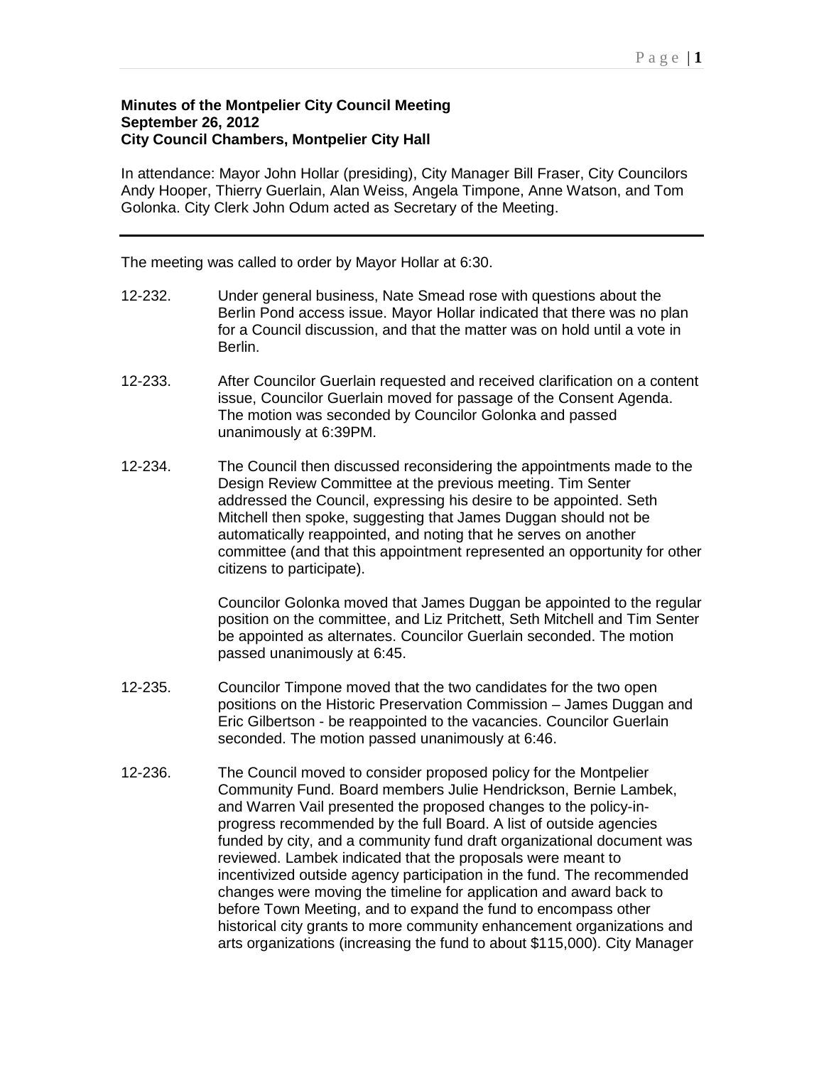**Minutes of the Montpelier City Council Meeting**
**September 26, 2012**
**City Council Chambers, Montpelier City Hall**

In attendance: Mayor John Hollar (presiding), City Manager Bill Fraser, City Councilors Andy Hooper, Thierry Guerlain, Alan Weiss, Angela Timpone, Anne Watson, and Tom Golonka. City Clerk John Odum acted as Secretary of the Meeting.

---

The meeting was called to order by Mayor Hollar at 6:30.

12-232. Under general business, Nate Smead rose with questions about the Berlin Pond access issue. Mayor Hollar indicated that there was no plan for a Council discussion, and that the matter was on hold until a vote in Berlin.

12-233. After Councilor Guerlain requested and received clarification on a content issue, Councilor Guerlain moved for passage of the Consent Agenda. The motion was seconded by Councilor Golonka and passed unanimously at 6:39PM.

12-234. The Council then discussed reconsidering the appointments made to the Design Review Committee at the previous meeting. Tim Senter addressed the Council, expressing his desire to be appointed. Seth Mitchell then spoke, suggesting that James Duggan should not be automatically reappointed, and noting that he serves on another committee (and that this appointment represented an opportunity for other citizens to participate).

Councilor Golonka moved that James Duggan be appointed to the regular position on the committee, and Liz Pritchett, Seth Mitchell and Tim Senter be appointed as alternates. Councilor Guerlain seconded. The motion passed unanimously at 6:45.

12-235. Councilor Timpone moved that the two candidates for the two open positions on the Historic Preservation Commission – James Duggan and Eric Gilbertson - be reappointed to the vacancies. Councilor Guerlain seconded. The motion passed unanimously at 6:46.

12-236. The Council moved to consider proposed policy for the Montpelier Community Fund. Board members Julie Hendrickson, Bernie Lambek, and Warren Vail presented the proposed changes to the policy-in-progress recommended by the full Board. A list of outside agencies funded by city, and a community fund draft organizational document was reviewed. Lambek indicated that the proposals were meant to incentivized outside agency participation in the fund. The recommended changes were moving the timeline for application and award back to before Town Meeting, and to expand the fund to encompass other historical city grants to more community enhancement organizations and arts organizations (increasing the fund to about $115,000). City Manager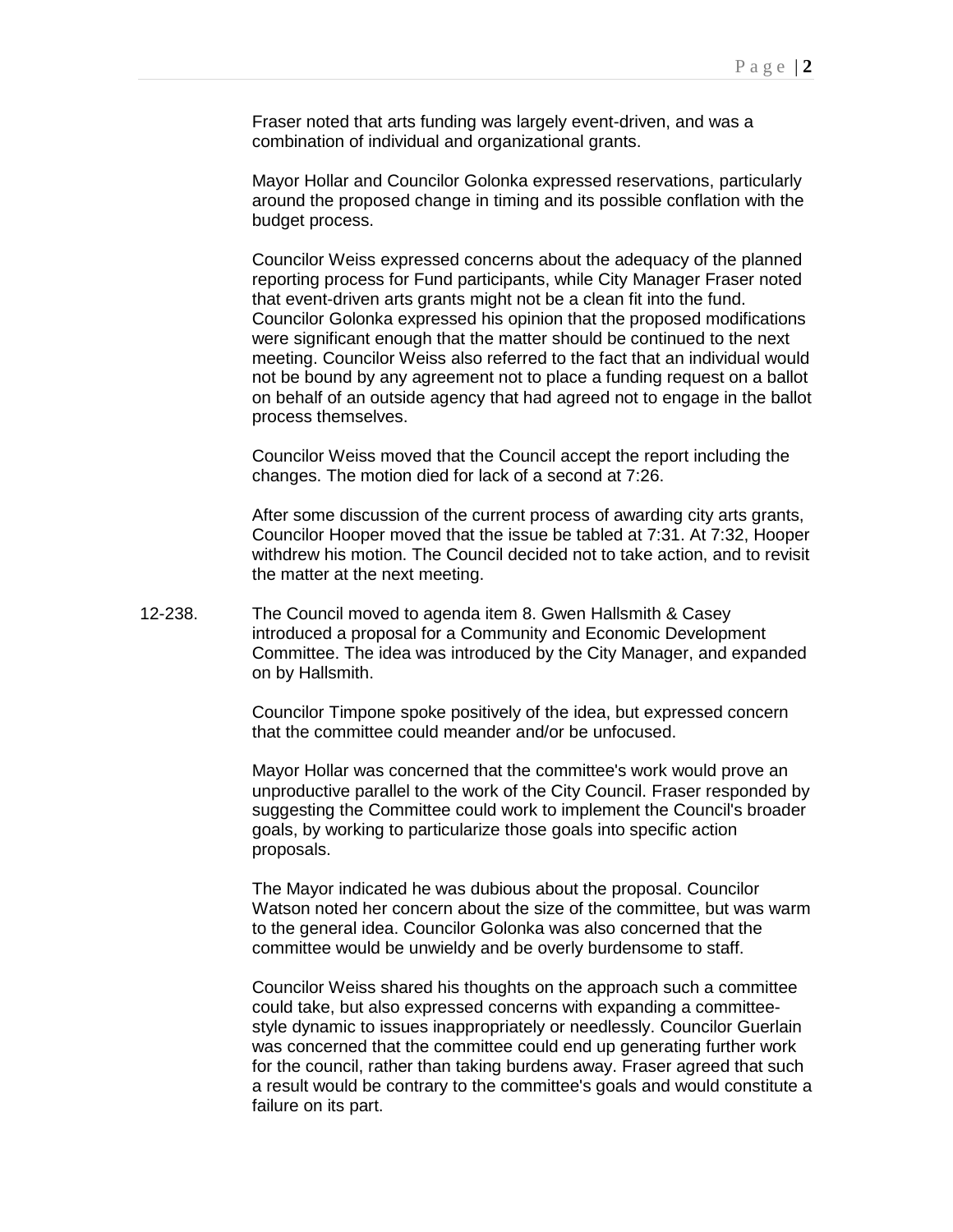Fraser noted that arts funding was largely event-driven, and was a combination of individual and organizational grants.

Mayor Hollar and Councilor Golonka expressed reservations, particularly around the proposed change in timing and its possible conflation with the budget process.

Councilor Weiss expressed concerns about the adequacy of the planned reporting process for Fund participants, while City Manager Fraser noted that event-driven arts grants might not be a clean fit into the fund. Councilor Golonka expressed his opinion that the proposed modifications were significant enough that the matter should be continued to the next meeting. Councilor Weiss also referred to the fact that an individual would not be bound by any agreement not to place a funding request on a ballot on behalf of an outside agency that had agreed not to engage in the ballot process themselves.

Councilor Weiss moved that the Council accept the report including the changes. The motion died for lack of a second at 7:26.

After some discussion of the current process of awarding city arts grants, Councilor Hooper moved that the issue be tabled at 7:31. At 7:32, Hooper withdrew his motion. The Council decided not to take action, and to revisit the matter at the next meeting.

12-238. The Council moved to agenda item 8. Gwen Hallsmith & Casey introduced a proposal for a Community and Economic Development Committee. The idea was introduced by the City Manager, and expanded on by Hallsmith.

Councilor Timpone spoke positively of the idea, but expressed concern that the committee could meander and/or be unfocused.

Mayor Hollar was concerned that the committee's work would prove an unproductive parallel to the work of the City Council. Fraser responded by suggesting the Committee could work to implement the Council's broader goals, by working to particularize those goals into specific action proposals.

The Mayor indicated he was dubious about the proposal. Councilor Watson noted her concern about the size of the committee, but was warm to the general idea. Councilor Golonka was also concerned that the committee would be unwieldy and be overly burdensome to staff.

Councilor Weiss shared his thoughts on the approach such a committee could take, but also expressed concerns with expanding a committee-style dynamic to issues inappropriately or needlessly. Councilor Guerlain was concerned that the committee could end up generating further work for the council, rather than taking burdens away. Fraser agreed that such a result would be contrary to the committee's goals and would constitute a failure on its part.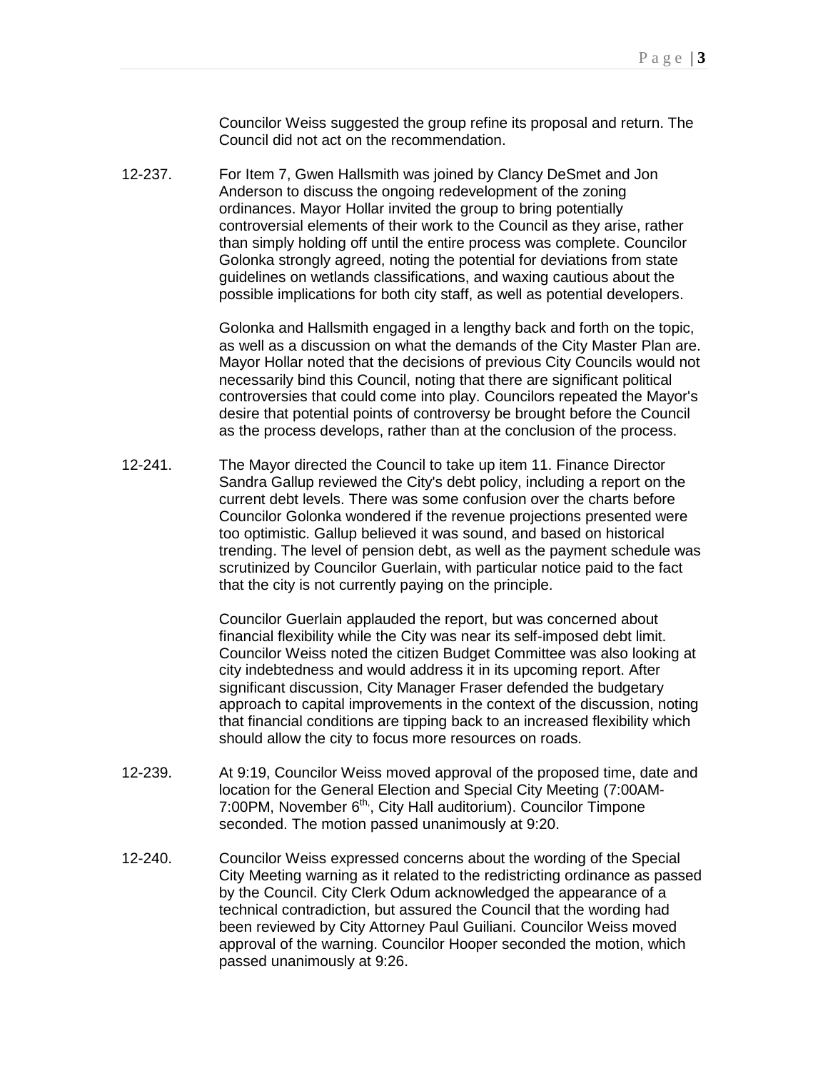Councilor Weiss suggested the group refine its proposal and return. The Council did not act on the recommendation.

12-237. For Item 7, Gwen Hallsmith was joined by Clancy DeSmet and Jon Anderson to discuss the ongoing redevelopment of the zoning ordinances. Mayor Hollar invited the group to bring potentially controversial elements of their work to the Council as they arise, rather than simply holding off until the entire process was complete. Councilor Golonka strongly agreed, noting the potential for deviations from state guidelines on wetlands classifications, and waxing cautious about the possible implications for both city staff, as well as potential developers.

Golonka and Hallsmith engaged in a lengthy back and forth on the topic, as well as a discussion on what the demands of the City Master Plan are. Mayor Hollar noted that the decisions of previous City Councils would not necessarily bind this Council, noting that there are significant political controversies that could come into play. Councilors repeated the Mayor's desire that potential points of controversy be brought before the Council as the process develops, rather than at the conclusion of the process.

12-241. The Mayor directed the Council to take up item 11. Finance Director Sandra Gallup reviewed the City's debt policy, including a report on the current debt levels. There was some confusion over the charts before Councilor Golonka wondered if the revenue projections presented were too optimistic. Gallup believed it was sound, and based on historical trending. The level of pension debt, as well as the payment schedule was scrutinized by Councilor Guerlain, with particular notice paid to the fact that the city is not currently paying on the principle.

Councilor Guerlain applauded the report, but was concerned about financial flexibility while the City was near its self-imposed debt limit. Councilor Weiss noted the citizen Budget Committee was also looking at city indebtedness and would address it in its upcoming report. After significant discussion, City Manager Fraser defended the budgetary approach to capital improvements in the context of the discussion, noting that financial conditions are tipping back to an increased flexibility which should allow the city to focus more resources on roads.

12-239. At 9:19, Councilor Weiss moved approval of the proposed time, date and location for the General Election and Special City Meeting (7:00AM-7:00PM, November 6th, City Hall auditorium). Councilor Timpone seconded. The motion passed unanimously at 9:20.

12-240. Councilor Weiss expressed concerns about the wording of the Special City Meeting warning as it related to the redistricting ordinance as passed by the Council. City Clerk Odum acknowledged the appearance of a technical contradiction, but assured the Council that the wording had been reviewed by City Attorney Paul Guiliani. Councilor Weiss moved approval of the warning. Councilor Hooper seconded the motion, which passed unanimously at 9:26.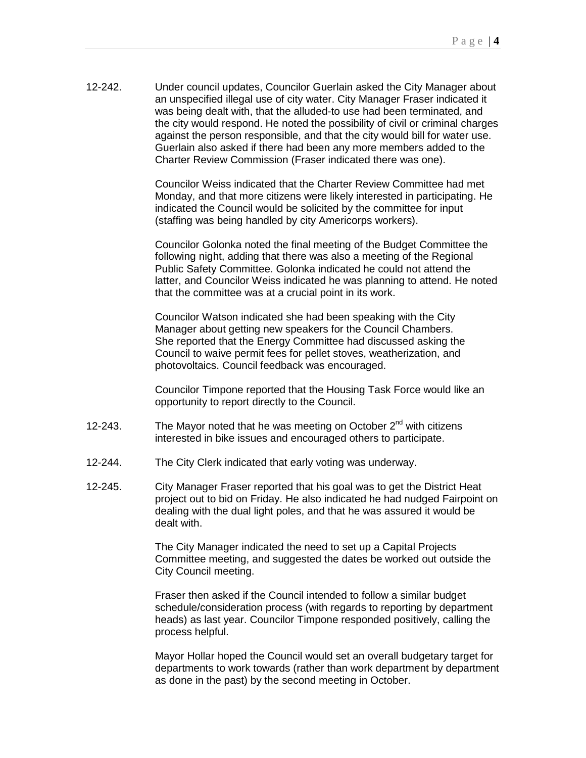12-242. Under council updates, Councilor Guerlain asked the City Manager about an unspecified illegal use of city water. City Manager Fraser indicated it was being dealt with, that the alluded-to use had been terminated, and the city would respond. He noted the possibility of civil or criminal charges against the person responsible, and that the city would bill for water use. Guerlain also asked if there had been any more members added to the Charter Review Commission (Fraser indicated there was one).

Councilor Weiss indicated that the Charter Review Committee had met Monday, and that more citizens were likely interested in participating. He indicated the Council would be solicited by the committee for input (staffing was being handled by city Americorps workers).

Councilor Golonka noted the final meeting of the Budget Committee the following night, adding that there was also a meeting of the Regional Public Safety Committee. Golonka indicated he could not attend the latter, and Councilor Weiss indicated he was planning to attend. He noted that the committee was at a crucial point in its work.

Councilor Watson indicated she had been speaking with the City Manager about getting new speakers for the Council Chambers. She reported that the Energy Committee had discussed asking the Council to waive permit fees for pellet stoves, weatherization, and photovoltaics. Council feedback was encouraged.

Councilor Timpone reported that the Housing Task Force would like an opportunity to report directly to the Council.

12-243. The Mayor noted that he was meeting on October 2nd with citizens interested in bike issues and encouraged others to participate.

12-244. The City Clerk indicated that early voting was underway.

12-245. City Manager Fraser reported that his goal was to get the District Heat project out to bid on Friday. He also indicated he had nudged Fairpoint on dealing with the dual light poles, and that he was assured it would be dealt with.

The City Manager indicated the need to set up a Capital Projects Committee meeting, and suggested the dates be worked out outside the City Council meeting.

Fraser then asked if the Council intended to follow a similar budget schedule/consideration process (with regards to reporting by department heads) as last year. Councilor Timpone responded positively, calling the process helpful.

Mayor Hollar hoped the Council would set an overall budgetary target for departments to work towards (rather than work department by department as done in the past) by the second meeting in October.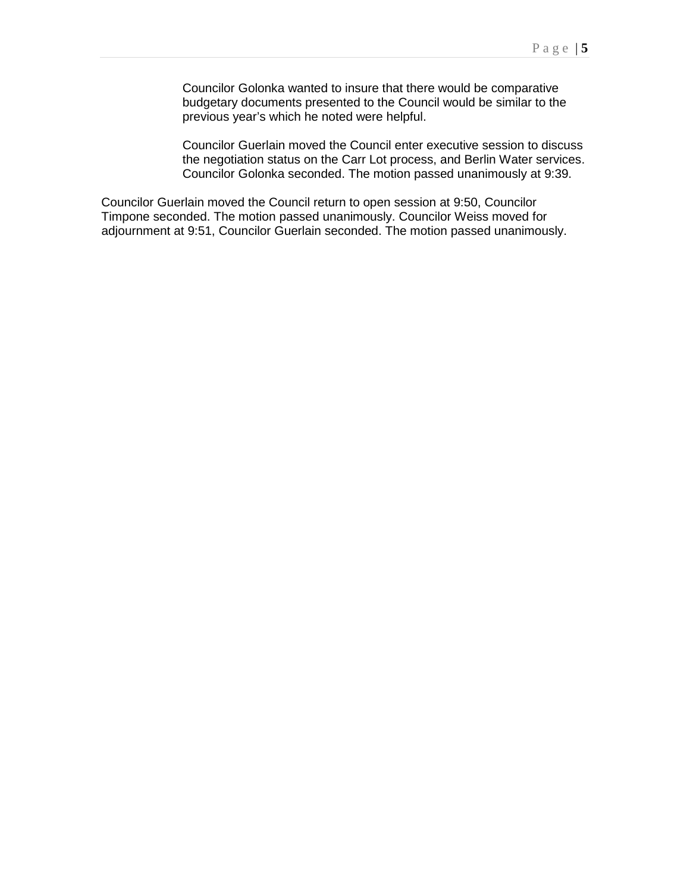Councilor Golonka wanted to insure that there would be comparative budgetary documents presented to the Council would be similar to the previous year's which he noted were helpful.

Councilor Guerlain moved the Council enter executive session to discuss the negotiation status on the Carr Lot process, and Berlin Water services. Councilor Golonka seconded. The motion passed unanimously at 9:39.

Councilor Guerlain moved the Council return to open session at 9:50, Councilor Timpone seconded. The motion passed unanimously. Councilor Weiss moved for adjournment at 9:51, Councilor Guerlain seconded. The motion passed unanimously.